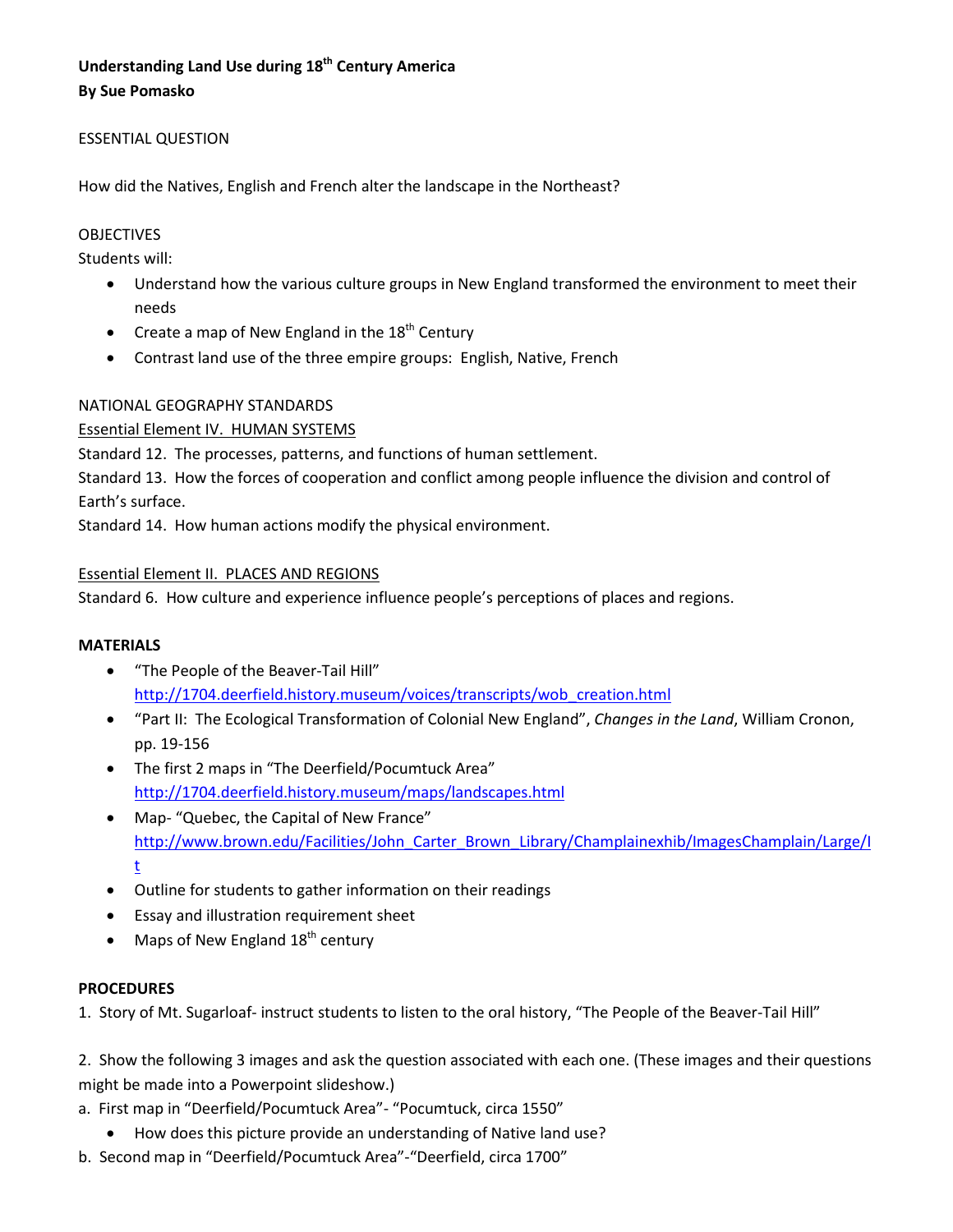**Understanding Land Use during 18th Century America**
**By Sue Pomasko**

ESSENTIAL QUESTION

How did the Natives, English and French alter the landscape in the Northeast?

OBJECTIVES
Students will:

- Understand how the various culture groups in New England transformed the environment to meet their needs
- Create a map of New England in the 18th Century
- Contrast land use of the three empire groups: English, Native, French

NATIONAL GEOGRAPHY STANDARDS

Essential Element IV. HUMAN SYSTEMS

Standard 12. The processes, patterns, and functions of human settlement.

Standard 13. How the forces of cooperation and conflict among people influence the division and control of Earth's surface.

Standard 14. How human actions modify the physical environment.

Essential Element II. PLACES AND REGIONS

Standard 6. How culture and experience influence people's perceptions of places and regions.

**MATERIALS**

- "The People of the Beaver-Tail Hill" http://1704.deerfield.history.museum/voices/transcripts/wob_creation.html
- "Part II: The Ecological Transformation of Colonial New England", *Changes in the Land*, William Cronon, pp. 19-156
- The first 2 maps in "The Deerfield/Pocumtuck Area" http://1704.deerfield.history.museum/maps/landscapes.html
- Map- "Quebec, the Capital of New France" http://www.brown.edu/Facilities/John_Carter_Brown_Library/Champlainexhib/ImagesChamplain/Large/It
- Outline for students to gather information on their readings
- Essay and illustration requirement sheet
- Maps of New England 18th century

**PROCEDURES**

1. Story of Mt. Sugarloaf- instruct students to listen to the oral history, "The People of the Beaver-Tail Hill"

2. Show the following 3 images and ask the question associated with each one. (These images and their questions might be made into a Powerpoint slideshow.)

a. First map in "Deerfield/Pocumtuck Area"- "Pocumtuck, circa 1550"

- How does this picture provide an understanding of Native land use?

b. Second map in "Deerfield/Pocumtuck Area"-"Deerfield, circa 1700"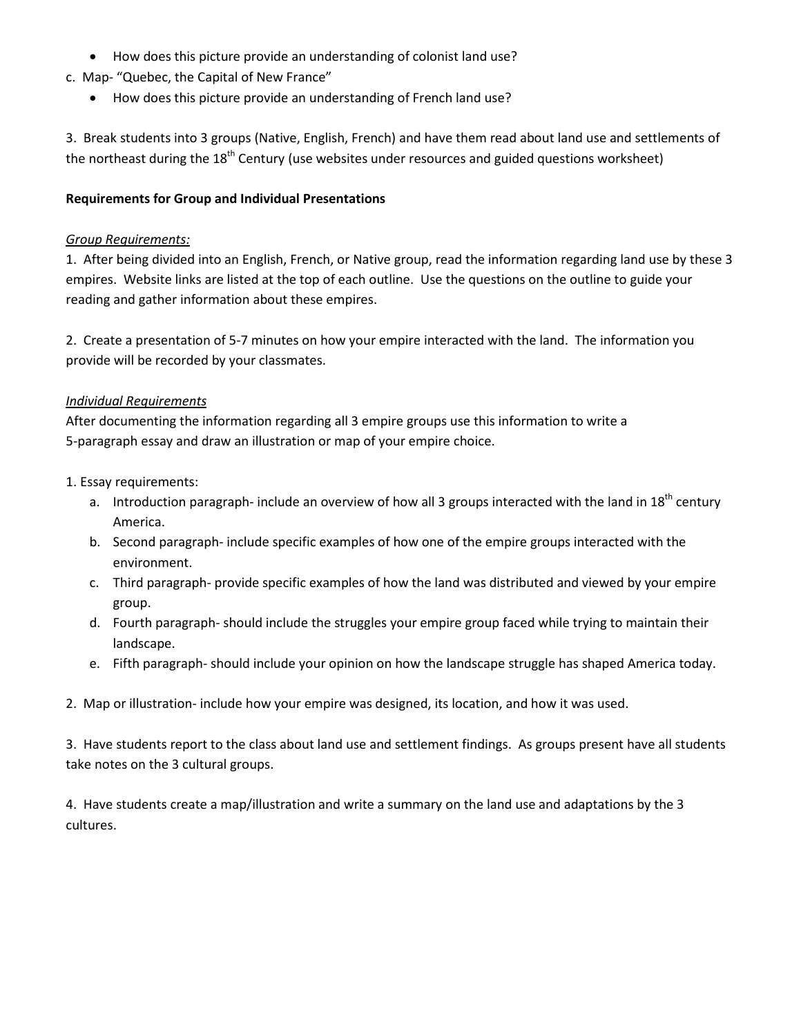- How does this picture provide an understanding of colonist land use?

c. Map- “Quebec, the Capital of New France”

- How does this picture provide an understanding of French land use?

3. Break students into 3 groups (Native, English, French) and have them read about land use and settlements of the northeast during the 18th Century (use websites under resources and guided questions worksheet)

**Requirements for Group and Individual Presentations**

*Group Requirements:*

1. After being divided into an English, French, or Native group, read the information regarding land use by these 3 empires. Website links are listed at the top of each outline. Use the questions on the outline to guide your reading and gather information about these empires.

2. Create a presentation of 5-7 minutes on how your empire interacted with the land. The information you provide will be recorded by your classmates.

*Individual Requirements*

After documenting the information regarding all 3 empire groups use this information to write a 5-paragraph essay and draw an illustration or map of your empire choice.

1. Essay requirements:
   a. Introduction paragraph- include an overview of how all 3 groups interacted with the land in 18th century America.
   b. Second paragraph- include specific examples of how one of the empire groups interacted with the environment.
   c. Third paragraph- provide specific examples of how the land was distributed and viewed by your empire group.
   d. Fourth paragraph- should include the struggles your empire group faced while trying to maintain their landscape.
   e. Fifth paragraph- should include your opinion on how the landscape struggle has shaped America today.

2. Map or illustration- include how your empire was designed, its location, and how it was used.

3. Have students report to the class about land use and settlement findings. As groups present have all students take notes on the 3 cultural groups.

4. Have students create a map/illustration and write a summary on the land use and adaptations by the 3 cultures.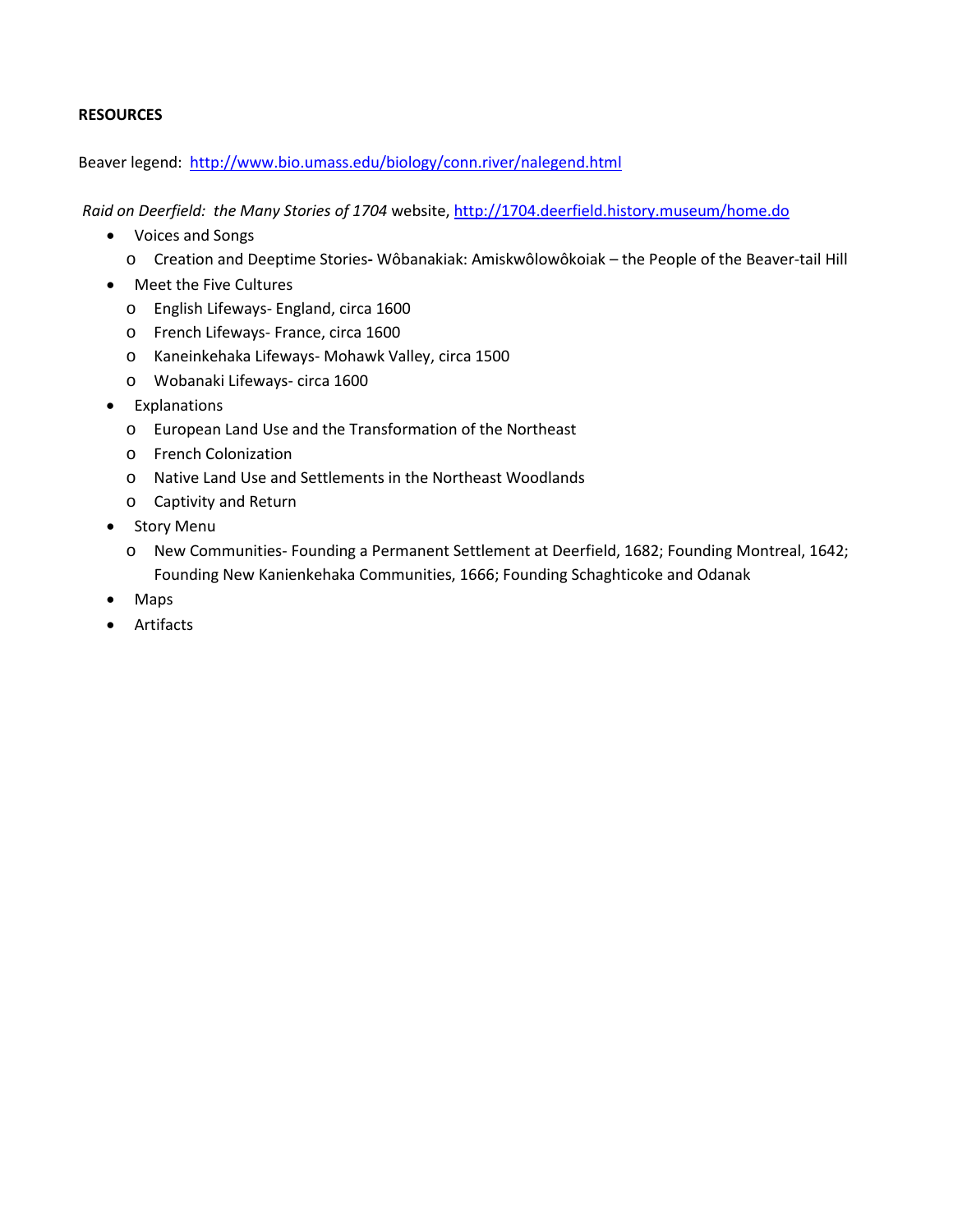**RESOURCES**

Beaver legend: [http://www.bio.umass.edu/biology/conn.river/nalegend.html](http://www.bio.umass.edu/biology/conn.river/nalegend.html)

*Raid on Deerfield: the Many Stories of 1704* website, [http://1704.deerfield.history.museum/home.do](http://1704.deerfield.history.museum/home.do)

- Voices and Songs
  - Creation and Deeptime Stories**-** Wôbanakiak: Amiskwôlowôkoiak – the People of the Beaver-tail Hill
- Meet the Five Cultures
  - English Lifeways- England, circa 1600
  - French Lifeways- France, circa 1600
  - Kaneinkehaka Lifeways- Mohawk Valley, circa 1500
  - Wobanaki Lifeways- circa 1600
- Explanations
  - European Land Use and the Transformation of the Northeast
  - French Colonization
  - Native Land Use and Settlements in the Northeast Woodlands
  - Captivity and Return
- Story Menu
  - New Communities- Founding a Permanent Settlement at Deerfield, 1682; Founding Montreal, 1642; Founding New Kanienkehaka Communities, 1666; Founding Schaghticoke and Odanak
- Maps
- Artifacts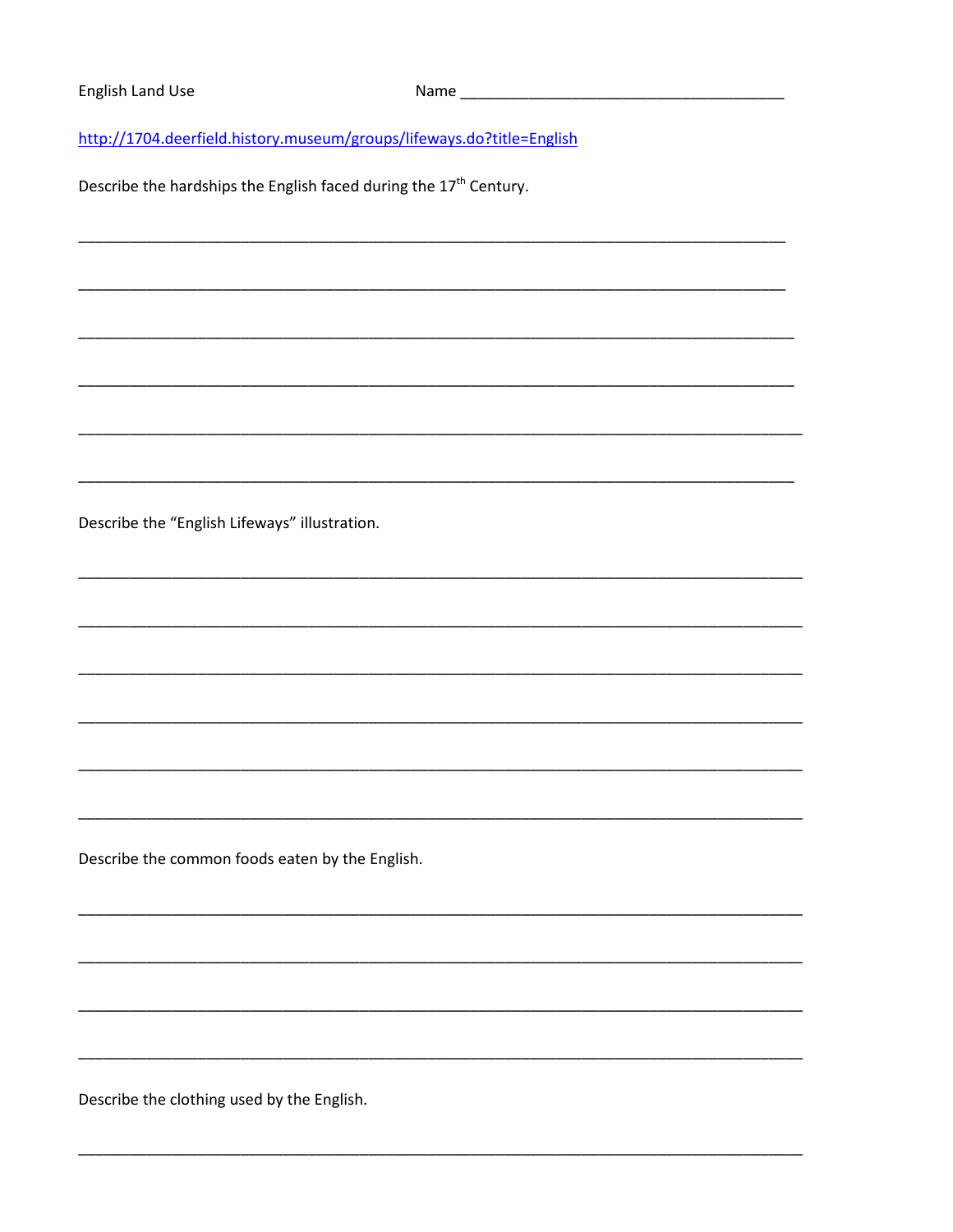English Land Use Name ______________________________________

http://1704.deerfield.history.museum/groups/lifeways.do?title=English

Describe the hardships the English faced during the 17th Century.

_____________________________________________________________________________________

_____________________________________________________________________________________

_____________________________________________________________________________________

_____________________________________________________________________________________

_____________________________________________________________________________________

_____________________________________________________________________________________

Describe the "English Lifeways" illustration.

_____________________________________________________________________________________

_____________________________________________________________________________________

_____________________________________________________________________________________

_____________________________________________________________________________________

_____________________________________________________________________________________

_____________________________________________________________________________________

Describe the common foods eaten by the English.

_____________________________________________________________________________________

_____________________________________________________________________________________

_____________________________________________________________________________________

_____________________________________________________________________________________

Describe the clothing used by the English.

_____________________________________________________________________________________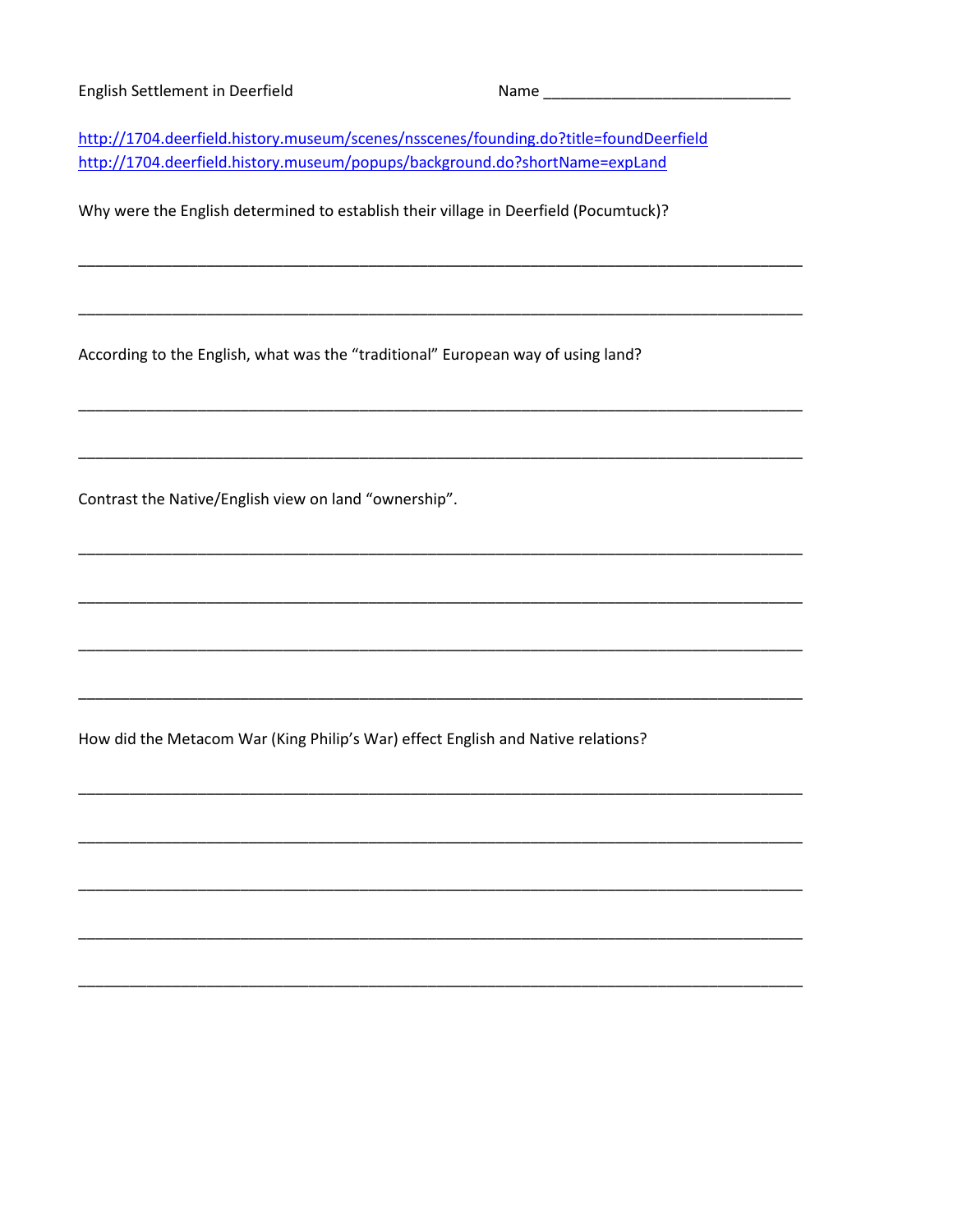English Settlement in Deerfield Name ______________________________

http://1704.deerfield.history.museum/scenes/nsscenes/founding.do?title=foundDeerfield
http://1704.deerfield.history.museum/popups/background.do?shortName=expLand

Why were the English determined to establish their village in Deerfield (Pocumtuck)?

_______________________________________________________________________________

_______________________________________________________________________________

According to the English, what was the "traditional" European way of using land?

_______________________________________________________________________________

_______________________________________________________________________________

Contrast the Native/English view on land "ownership".

_______________________________________________________________________________

_______________________________________________________________________________

_______________________________________________________________________________

_______________________________________________________________________________

How did the Metacom War (King Philip's War) effect English and Native relations?

_______________________________________________________________________________

_______________________________________________________________________________

_______________________________________________________________________________

_______________________________________________________________________________

_______________________________________________________________________________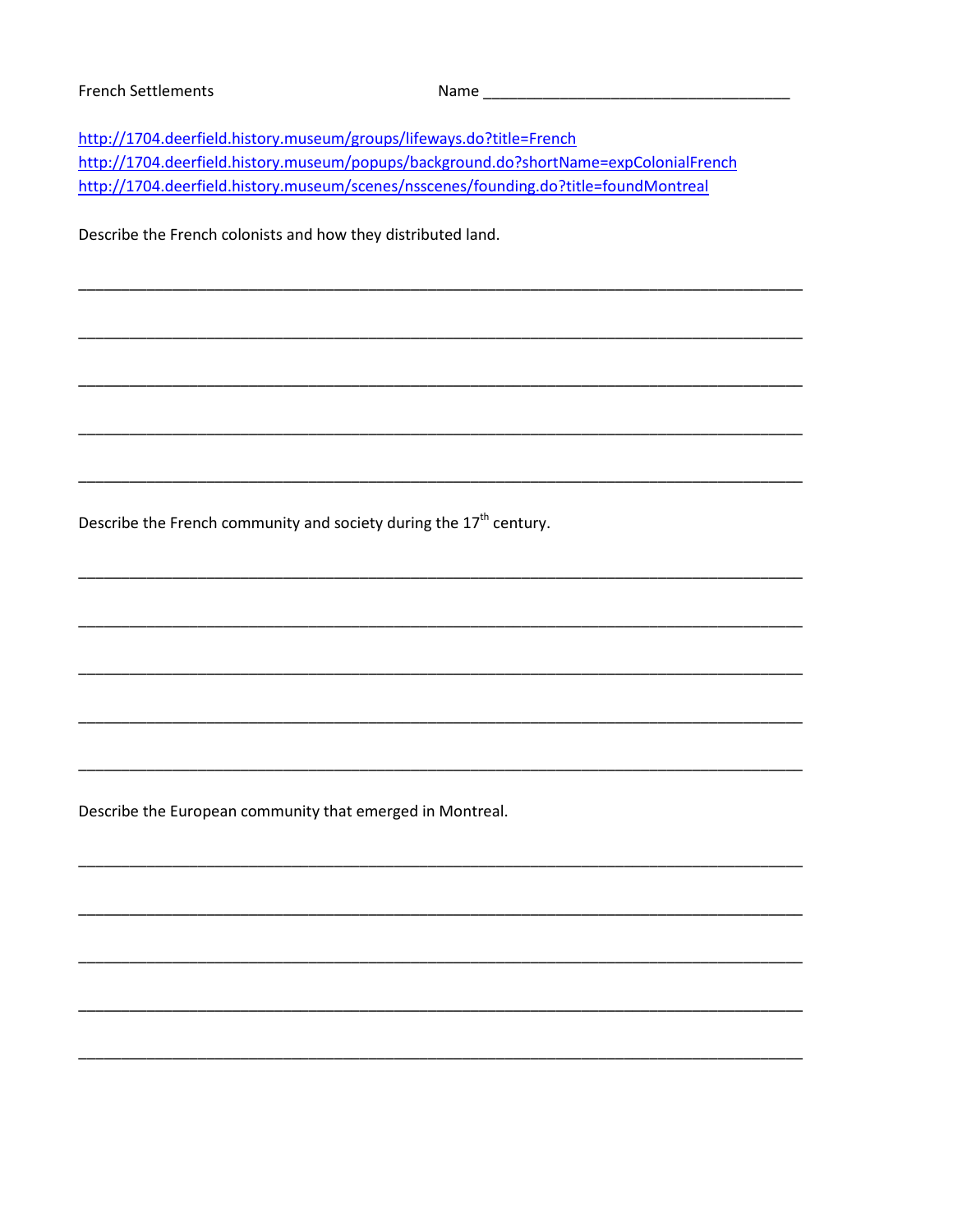French Settlements Name ___________________________________

http://1704.deerfield.history.museum/groups/lifeways.do?title=French
http://1704.deerfield.history.museum/popups/background.do?shortName=expColonialFrench
http://1704.deerfield.history.museum/scenes/nsscenes/founding.do?title=foundMontreal

Describe the French colonists and how they distributed land.

_______________________________________________________________________________

_______________________________________________________________________________

_______________________________________________________________________________

_______________________________________________________________________________

_______________________________________________________________________________

Describe the French community and society during the 17th century.

_______________________________________________________________________________

_______________________________________________________________________________

_______________________________________________________________________________

_______________________________________________________________________________

_______________________________________________________________________________

Describe the European community that emerged in Montreal.

_______________________________________________________________________________

_______________________________________________________________________________

_______________________________________________________________________________

_______________________________________________________________________________

_______________________________________________________________________________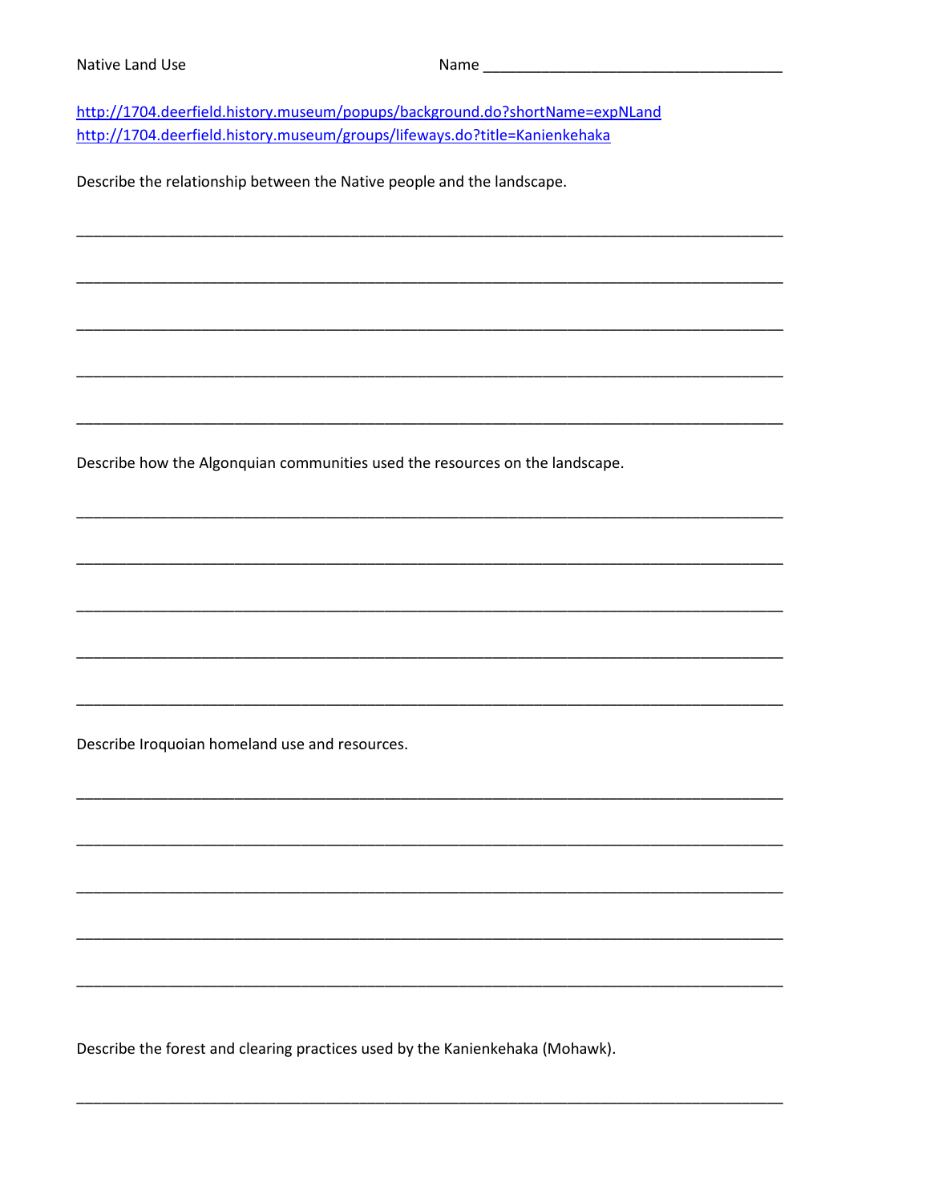Native Land Use Name ___________________________________

http://1704.deerfield.history.museum/popups/background.do?shortName=expNLand
http://1704.deerfield.history.museum/groups/lifeways.do?title=Kanienkehaka

Describe the relationship between the Native people and the landscape.

_____________________________________________________________________________________

_____________________________________________________________________________________

_____________________________________________________________________________________

_____________________________________________________________________________________

_____________________________________________________________________________________

Describe how the Algonquian communities used the resources on the landscape.

_____________________________________________________________________________________

_____________________________________________________________________________________

_____________________________________________________________________________________

_____________________________________________________________________________________

_____________________________________________________________________________________

Describe Iroquoian homeland use and resources.

_____________________________________________________________________________________

_____________________________________________________________________________________

_____________________________________________________________________________________

_____________________________________________________________________________________

_____________________________________________________________________________________

Describe the forest and clearing practices used by the Kanienkehaka (Mohawk).

_____________________________________________________________________________________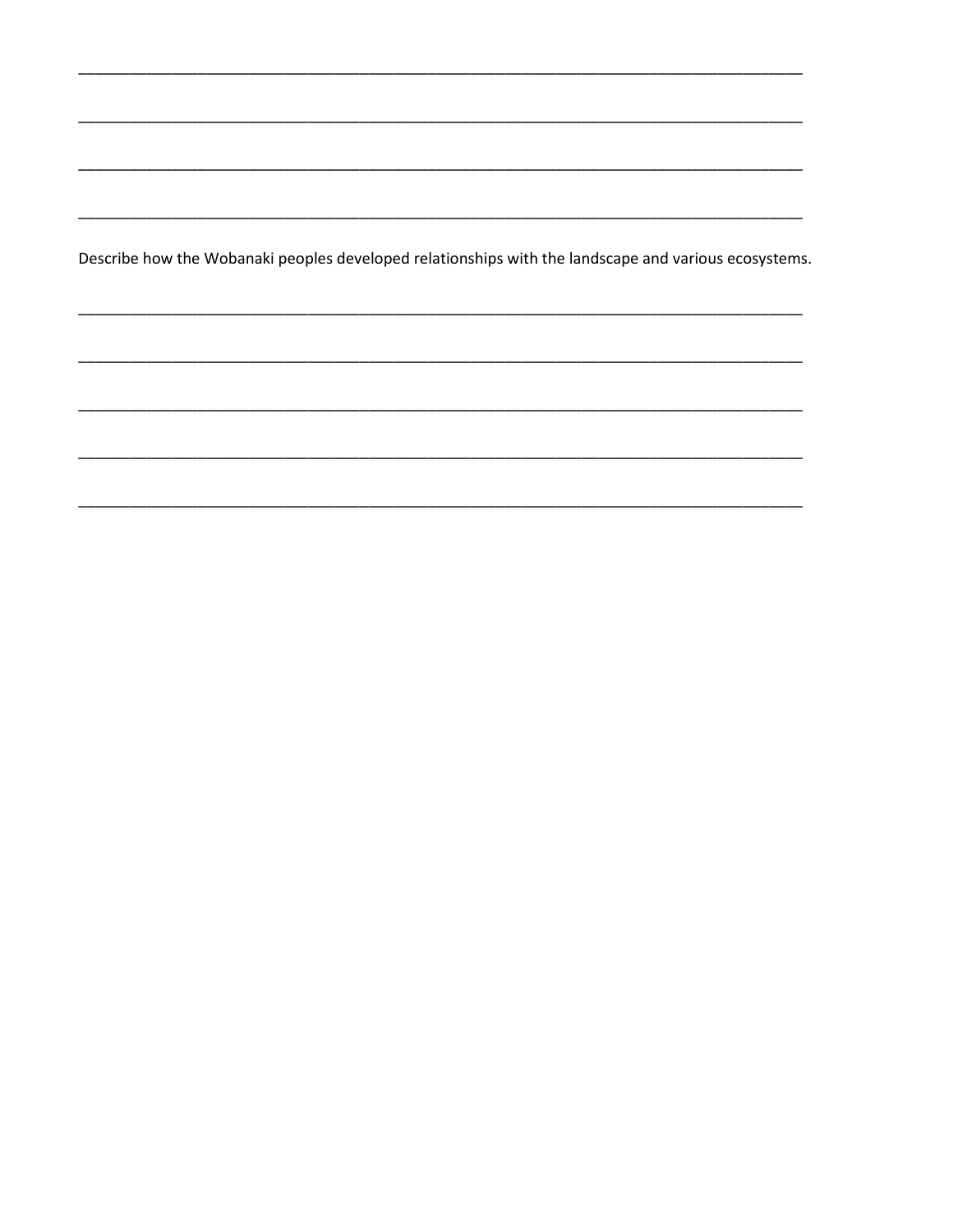________________________________________________________________________________

________________________________________________________________________________

________________________________________________________________________________

________________________________________________________________________________

Describe how the Wobanaki peoples developed relationships with the landscape and various ecosystems.

________________________________________________________________________________

________________________________________________________________________________

________________________________________________________________________________

________________________________________________________________________________

________________________________________________________________________________